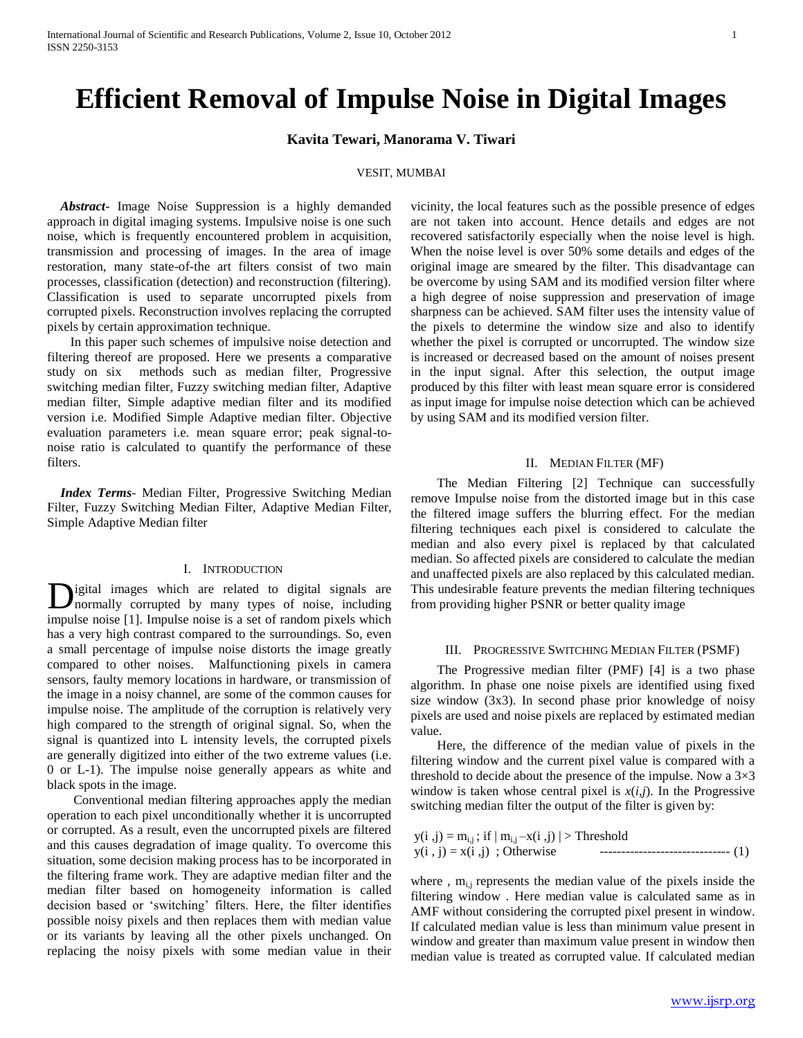# Efficient Removal of Impulse Noise in Digital Images

**Kavita Tewari, Manorama V. Tiwari**

VESIT, MUMBAI

***Abstract-*** Image Noise Suppression is a highly demanded approach in digital imaging systems. Impulsive noise is one such noise, which is frequently encountered problem in acquisition, transmission and processing of images. In the area of image restoration, many state-of-the art filters consist of two main processes, classification (detection) and reconstruction (filtering). Classification is used to separate uncorrupted pixels from corrupted pixels. Reconstruction involves replacing the corrupted pixels by certain approximation technique.

In this paper such schemes of impulsive noise detection and filtering thereof are proposed. Here we presents a comparative study on six methods such as median filter, Progressive switching median filter, Fuzzy switching median filter, Adaptive median filter, Simple adaptive median filter and its modified version i.e. Modified Simple Adaptive median filter. Objective evaluation parameters i.e. mean square error; peak signal-to-noise ratio is calculated to quantify the performance of these filters.

***Index Terms*-** Median Filter, Progressive Switching Median Filter, Fuzzy Switching Median Filter, Adaptive Median Filter, Simple Adaptive Median filter

## I. Introduction

Digital images which are related to digital signals are normally corrupted by many types of noise, including impulse noise [1]. Impulse noise is a set of random pixels which has a very high contrast compared to the surroundings. So, even a small percentage of impulse noise distorts the image greatly compared to other noises. Malfunctioning pixels in camera sensors, faulty memory locations in hardware, or transmission of the image in a noisy channel, are some of the common causes for impulse noise. The amplitude of the corruption is relatively very high compared to the strength of original signal. So, when the signal is quantized into L intensity levels, the corrupted pixels are generally digitized into either of the two extreme values (i.e. 0 or L-1). The impulse noise generally appears as white and black spots in the image.

Conventional median filtering approaches apply the median operation to each pixel unconditionally whether it is uncorrupted or corrupted. As a result, even the uncorrupted pixels are filtered and this causes degradation of image quality. To overcome this situation, some decision making process has to be incorporated in the filtering frame work. They are adaptive median filter and the median filter based on homogeneity information is called decision based or 'switching' filters. Here, the filter identifies possible noisy pixels and then replaces them with median value or its variants by leaving all the other pixels unchanged. On replacing the noisy pixels with some median value in their vicinity, the local features such as the possible presence of edges are not taken into account. Hence details and edges are not recovered satisfactorily especially when the noise level is high. When the noise level is over 50% some details and edges of the original image are smeared by the filter. This disadvantage can be overcome by using SAM and its modified version filter where a high degree of noise suppression and preservation of image sharpness can be achieved. SAM filter uses the intensity value of the pixels to determine the window size and also to identify whether the pixel is corrupted or uncorrupted. The window size is increased or decreased based on the amount of noises present in the input signal. After this selection, the output image produced by this filter with least mean square error is considered as input image for impulse noise detection which can be achieved by using SAM and its modified version filter.

## II. Median Filter (MF)

The Median Filtering [2] Technique can successfully remove Impulse noise from the distorted image but in this case the filtered image suffers the blurring effect. For the median filtering techniques each pixel is considered to calculate the median and also every pixel is replaced by that calculated median. So affected pixels are considered to calculate the median and unaffected pixels are also replaced by this calculated median. This undesirable feature prevents the median filtering techniques from providing higher PSNR or better quality image

## III. Progressive Switching Median Filter (PSMF)

The Progressive median filter (PMF) [4] is a two phase algorithm. In phase one noise pixels are identified using fixed size window (3x3). In second phase prior knowledge of noisy pixels are used and noise pixels are replaced by estimated median value.

Here, the difference of the median value of pixels in the filtering window and the current pixel value is compared with a threshold to decide about the presence of the impulse. Now a 3×3 window is taken whose central pixel is $x(i,j)$. In the Progressive switching median filter the output of the filter is given by:

$$
\begin{aligned}
y(i,j) &= m_{i,j}\ ; \text{ if } |\, m_{i,j} - x(i,j)\,| > \text{Threshold} \\
y(i,j) &= x(i,j)\ ; \text{ Otherwise}
\end{aligned}
\qquad (1)
$$

where , $m_{i,j}$ represents the median value of the pixels inside the filtering window . Here median value is calculated same as in AMF without considering the corrupted pixel present in window. If calculated median value is less than minimum value present in window and greater than maximum value present in window then median value is treated as corrupted value. If calculated median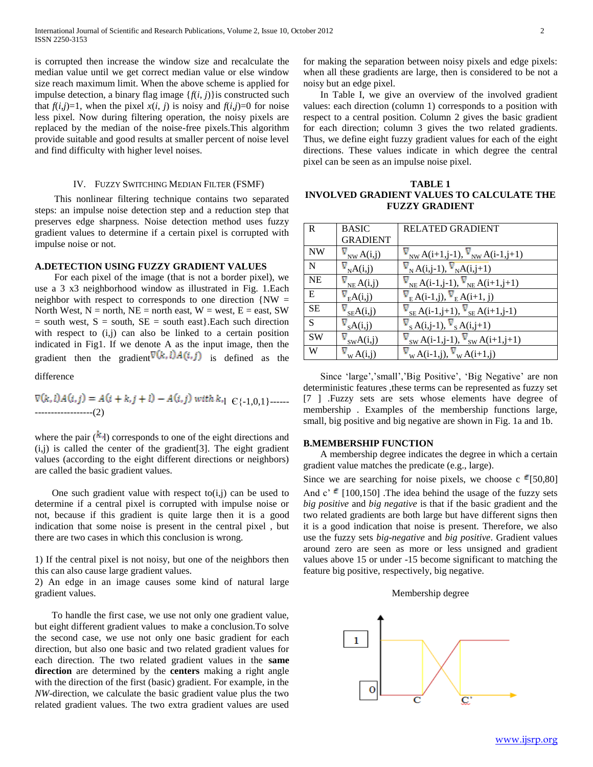is corrupted then increase the window size and recalculate the median value until we get correct median value or else window size reach maximum limit. When the above scheme is applied for impulse detection, a binary flag image $\{f(i, j)\}$is constructed such that $f(i,j)=1$, when the pixel $x(i, j)$ is noisy and $f(i,j)=0$ for noise less pixel. Now during filtering operation, the noisy pixels are replaced by the median of the noise-free pixels.This algorithm provide suitable and good results at smaller percent of noise level and find difficulty with higher level noises.

## IV. FUZZY SWITCHING MEDIAN FILTER (FSMF)

This nonlinear filtering technique contains two separated steps: an impulse noise detection step and a reduction step that preserves edge sharpness. Noise detection method uses fuzzy gradient values to determine if a certain pixel is corrupted with impulse noise or not.

### A.DETECTION USING FUZZY GRADIENT VALUES

For each pixel of the image (that is not a border pixel), we use a 3 x3 neighborhood window as illustrated in Fig. 1.Each neighbor with respect to corresponds to one direction {NW = North West, N = north, NE = north east, W = west, E = east, SW = south west, S = south, SE = south east}.Each such direction with respect to (i,j) can also be linked to a certain position indicated in Fig1. If we denote A as the input image, then the gradient then the gradient $\nabla(k,l)A(i,j)$ is defined as the difference

$\nabla(k,l)A(i,j) = A(i+k, j+l) - A(i,j)$ with $k,l \in \{-1,0,1\}$------------------------(2)

where the pair ($k$,l) corresponds to one of the eight directions and (i,j) is called the center of the gradient[3]. The eight gradient values (according to the eight different directions or neighbors) are called the basic gradient values.

One such gradient value with respect to(i,j) can be used to determine if a central pixel is corrupted with impulse noise or not, because if this gradient is quite large then it is a good indication that some noise is present in the central pixel , but there are two cases in which this conclusion is wrong.

1) If the central pixel is not noisy, but one of the neighbors then this can also cause large gradient values.
2) An edge in an image causes some kind of natural large gradient values.

To handle the first case, we use not only one gradient value, but eight different gradient values to make a conclusion.To solve the second case, we use not only one basic gradient for each direction, but also one basic and two related gradient values for each direction. The two related gradient values in the **same direction** are determined by the **centers** making a right angle with the direction of the first (basic) gradient. For example, in the *NW*-direction, we calculate the basic gradient value plus the two related gradient values. The two extra gradient values are used for making the separation between noisy pixels and edge pixels: when all these gradients are large, then is considered to be not a noisy but an edge pixel.

In Table I, we give an overview of the involved gradient values: each direction (column 1) corresponds to a position with respect to a central position. Column 2 gives the basic gradient for each direction; column 3 gives the two related gradients. Thus, we define eight fuzzy gradient values for each of the eight directions. These values indicate in which degree the central pixel can be seen as an impulse noise pixel.

**TABLE 1**
**INVOLVED GRADIENT VALUES TO CALCULATE THE FUZZY GRADIENT**

| R | BASIC GRADIENT | RELATED GRADIENT |
|---|---|---|
| NW | $\nabla_{NW}A(i,j)$ | $\nabla_{NW}A(i+1,j-1)$, $\nabla_{NW}A(i-1,j+1)$ |
| N | $\nabla_{N}A(i,j)$ | $\nabla_{N}A(i,j-1)$, $\nabla_{N}A(i,j+1)$ |
| NE | $\nabla_{NE}A(i,j)$ | $\nabla_{NE}A(i-1,j-1)$, $\nabla_{NE}A(i+1,j+1)$ |
| E | $\nabla_{E}A(i,j)$ | $\nabla_{E}A(i-1,j)$, $\nabla_{E}A(i+1,j)$ |
| SE | $\nabla_{SE}A(i,j)$ | $\nabla_{SE}A(i-1,j+1)$, $\nabla_{SE}A(i+1,j-1)$ |
| S | $\nabla_{S}A(i,j)$ | $\nabla_{S}A(i,j-1)$, $\nabla_{S}A(i,j+1)$ |
| SW | $\nabla_{SW}A(i,j)$ | $\nabla_{SW}A(i-1,j-1)$, $\nabla_{SW}A(i+1,j+1)$ |
| W | $\nabla_{W}A(i,j)$ | $\nabla_{W}A(i-1,j)$, $\nabla_{W}A(i+1,j)$ |

Since 'large','small','Big Positive', 'Big Negative' are non deterministic features ,these terms can be represented as fuzzy set [7 ] .Fuzzy sets are sets whose elements have degree of membership . Examples of the membership functions large, small, big positive and big negative are shown in Fig. 1a and 1b.

### B.MEMBERSHIP FUNCTION

A membership degree indicates the degree in which a certain gradient value matches the predicate (e.g., large).

Since we are searching for noise pixels, we choose $c \in [50,80]$ And $c' \in [100,150]$ .The idea behind the usage of the fuzzy sets *big positive* and *big negative* is that if the basic gradient and the two related gradients are both large but have different signs then it is a good indication that noise is present. Therefore, we also use the fuzzy sets *big-negative* and *big positive*. Gradient values around zero are seen as more or less unsigned and gradient values above 15 or under -15 become significant to matching the feature big positive, respectively, big negative.

Membership degree

1

0

C

C'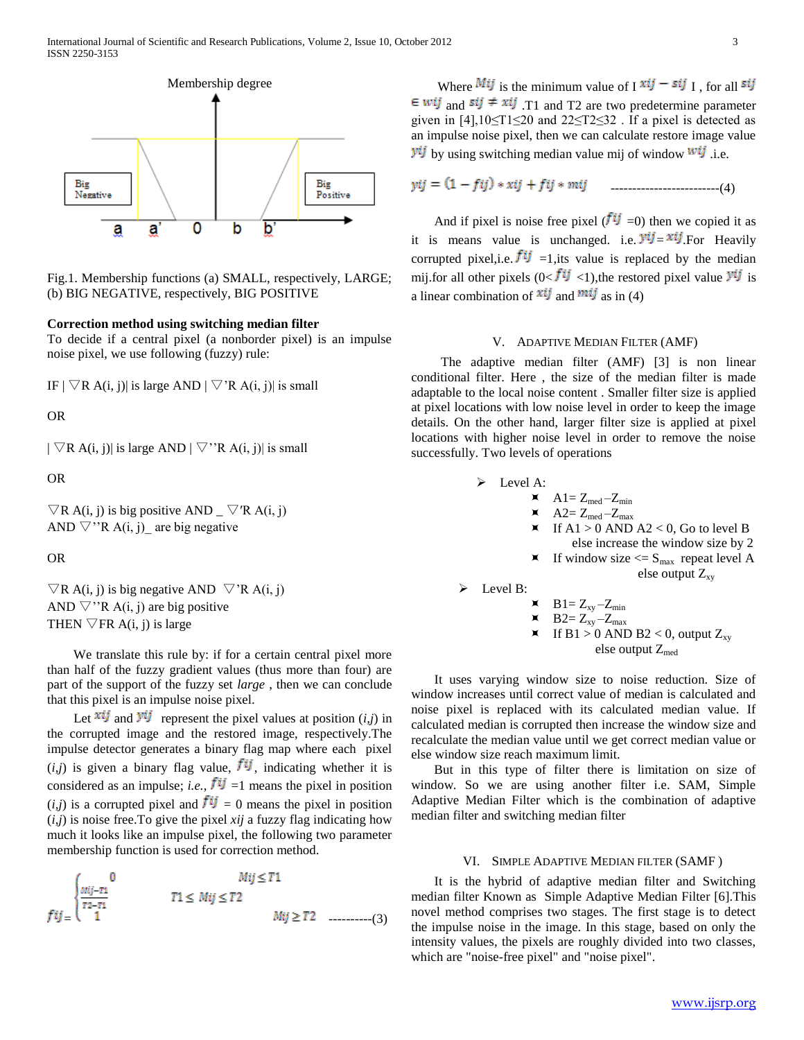Membership degree

Big Negative | Big Positive

a a' 0 b b'

Fig.1. Membership functions (a) SMALL, respectively, LARGE; (b) BIG NEGATIVE, respectively, BIG POSITIVE

**Correction method using switching median filter**

To decide if a central pixel (a nonborder pixel) is an impulse noise pixel, we use following (fuzzy) rule:

IF | ▽R A(i, j)| is large AND | ▽'R A(i, j)| is small

OR

| ▽R A(i, j)| is large AND | ▽''R A(i, j)| is small

OR

▽R A(i, j) is big positive AND _ ▽'R A(i, j) AND ▽''R A(i, j)_ are big negative

OR

▽R A(i, j) is big negative AND ▽'R A(i, j) AND ▽''R A(i, j) are big positive

THEN ▽FR A(i, j) is large

We translate this rule by: if for a certain central pixel more than half of the fuzzy gradient values (thus more than four) are part of the support of the fuzzy set *large* , then we can conclude that this pixel is an impulse noise pixel.

Let $x_{ij}$ and $y_{ij}$ represent the pixel values at position $(i,j)$ in the corrupted image and the restored image, respectively.The impulse detector generates a binary flag map where each pixel $(i,j)$ is given a binary flag value, $f_{ij}$, indicating whether it is considered as an impulse; *i.e.*, $f_{ij}$ =1 means the pixel in position $(i,j)$ is a corrupted pixel and $f_{ij}$ = 0 means the pixel in position $(i,j)$ is noise free.To give the pixel $x_{ij}$ a fuzzy flag indicating how much it looks like an impulse pixel, the following two parameter membership function is used for correction method.

$$f_{ij} = \begin{cases} 0 & M_{ij} \le T1 \\ \frac{M_{ij}-T1}{T2-T1} & T1 \le M_{ij} \le T2 \\ 1 & M_{ij} \ge T2 \end{cases} \qquad \text{----------(3)}$$

Where $M_{ij}$ is the minimum value of $|x_{ij} - s_{ij}|$ , for all $s_{ij} \in w_{ij}$ and $s_{ij} \neq x_{ij}$ .T1 and T2 are two predetermine parameter given in [4],10≤T1≤20 and 22≤T2≤32 . If a pixel is detected as an impulse noise pixel, then we can calculate restore image value $y_{ij}$ by using switching median value mij of window $w_{ij}$ .i.e.

$$y_{ij} = (1 - f_{ij}) * x_{ij} + f_{ij} * m_{ij} \qquad \text{-------------------------(4)}$$

And if pixel is noise free pixel ($f_{ij}$ =0) then we copied it as it is means value is unchanged. i.e. $y_{ij} = x_{ij}$.For Heavily corrupted pixel,i.e. $f_{ij}$ =1,its value is replaced by the median mij.for all other pixels ($0< f_{ij} <1$),the restored pixel value $y_{ij}$ is a linear combination of $x_{ij}$ and $m_{ij}$ as in (4)

## V. Adaptive Median Filter (AMF)

The adaptive median filter (AMF) [3] is non linear conditional filter. Here , the size of the median filter is made adaptable to the local noise content . Smaller filter size is applied at pixel locations with low noise level in order to keep the image details. On the other hand, larger filter size is applied at pixel locations with higher noise level in order to remove the noise successfully. Two levels of operations

- Level A:
  - $A1 = Z_{med} - Z_{min}$
  - $A2 = Z_{med} - Z_{max}$
  - If A1 > 0 AND A2 < 0, Go to level B
    else increase the window size by 2
  - If window size <= $S_{max}$ repeat level A
    else output $Z_{xy}$
- Level B:
  - $B1 = Z_{xy} - Z_{min}$
  - $B2 = Z_{xy} - Z_{max}$
  - If B1 > 0 AND B2 < 0, output $Z_{xy}$
    else output $Z_{med}$

It uses varying window size to noise reduction. Size of window increases until correct value of median is calculated and noise pixel is replaced with its calculated median value. If calculated median is corrupted then increase the window size and recalculate the median value until we get correct median value or else window size reach maximum limit.

But in this type of filter there is limitation on size of window. So we are using another filter i.e. SAM, Simple Adaptive Median Filter which is the combination of adaptive median filter and switching median filter

## VI. Simple Adaptive Median Filter (SAMF )

It is the hybrid of adaptive median filter and Switching median filter Known as Simple Adaptive Median Filter [6].This novel method comprises two stages. The first stage is to detect the impulse noise in the image. In this stage, based on only the intensity values, the pixels are roughly divided into two classes, which are "noise-free pixel" and "noise pixel".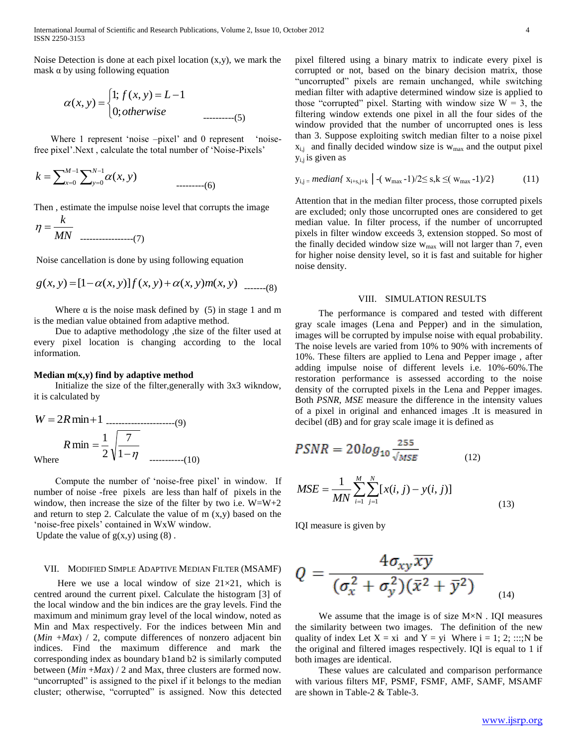Noise Detection is done at each pixel location (x,y), we mark the mask α by using following equation

$$\alpha(x,y) = \begin{cases} 1; f(x,y) = L-1 \\ 0; otherwise \end{cases} \quad \text{----------(5)}$$

Where 1 represent 'noise –pixel' and 0 represent 'noise-free pixel'.Next , calculate the total number of 'Noise-Pixels'

$$k = \sum_{x=0}^{M-1} \sum_{y=0}^{N-1} \alpha(x,y) \quad \text{---------(6)}$$

Then , estimate the impulse noise level that corrupts the image

$$\eta = \frac{k}{MN} \quad \text{-----------------(7)}$$

Noise cancellation is done by using following equation

$$g(x,y) = [1-\alpha(x,y)] f(x,y) + \alpha(x,y) m(x,y) \quad \text{-------(8)}$$

Where α is the noise mask defined by (5) in stage 1 and m is the median value obtained from adaptive method.

Due to adaptive methodology ,the size of the filter used at every pixel location is changing according to the local information.

**Median m(x,y) find by adaptive method**

Initialize the size of the filter,generally with 3x3 wikndow, it is calculated by

$$W = 2R\min + 1 \quad \text{---------------------(9)}$$

Where

$$R\min = \frac{1}{2}\sqrt{\frac{7}{1-\eta}} \quad \text{-----------(10)}$$

Compute the number of 'noise-free pixel' in window. If number of noise -free pixels are less than half of pixels in the window, then increase the size of the filter by two i.e. W=W+2 and return to step 2. Calculate the value of m (x,y) based on the 'noise-free pixels' contained in WxW window.

Update the value of g(x,y) using (8) .

## VII. Modified Simple Adaptive Median Filter (MSAMF)

Here we use a local window of size 21×21, which is centred around the current pixel. Calculate the histogram [3] of the local window and the bin indices are the gray levels. Find the maximum and minimum gray level of the local window, noted as Min and Max respectively. For the indices between Min and (*Min* +*Max*) / 2, compute differences of nonzero adjacent bin indices. Find the maximum difference and mark the corresponding index as boundary b1and b2 is similarly computed between (*Min* +*Max*) / 2 and Max, three clusters are formed now. "uncorrupted" is assigned to the pixel if it belongs to the median cluster; otherwise, "corrupted" is assigned. Now this detected pixel filtered using a binary matrix to indicate every pixel is corrupted or not, based on the binary decision matrix, those "uncorrupted" pixels are remain unchanged, while switching median filter with adaptive determined window size is applied to those "corrupted" pixel. Starting with window size W = 3, the filtering window extends one pixel in all the four sides of the window provided that the number of uncorrupted ones is less than 3. Suppose exploiting switch median filter to a noise pixel $x_{i,j}$ and finally decided window size is $w_{max}$ and the output pixel $y_{i,j}$ is given as

$$y_{i,j} = median\{ x_{i+s,j+k} \mid -(w_{max}-1)/2 \le s,k \le (w_{max}-1)/2 \} \quad (11)$$

Attention that in the median filter process, those corrupted pixels are excluded; only those uncorrupted ones are considered to get median value. In filter process, if the number of uncorrupted pixels in filter window exceeds 3, extension stopped. So most of the finally decided window size $w_{max}$ will not larger than 7, even for higher noise density level, so it is fast and suitable for higher noise density.

## VIII. Simulation Results

The performance is compared and tested with different gray scale images (Lena and Pepper) and in the simulation, images will be corrupted by impulse noise with equal probability. The noise levels are varied from 10% to 90% with increments of 10%. These filters are applied to Lena and Pepper image , after adding impulse noise of different levels i.e. 10%-60%.The restoration performance is assessed according to the noise density of the corrupted pixels in the Lena and Pepper images. Both *PSNR*, *MSE* measure the difference in the intensity values of a pixel in original and enhanced images .It is measured in decibel (dB) and for gray scale image it is defined as

$$PSNR = 20\log_{10}\frac{255}{\sqrt{MSE}} \quad (12)$$

$$MSE = \frac{1}{MN}\sum_{i=1}^{M}\sum_{j=1}^{N}[x(i,j) - y(i,j)] \quad (13)$$

IQI measure is given by

$$Q = \frac{4\sigma_{xy}\overline{xy}}{(\sigma_x^2 + \sigma_y^2)(\bar{x}^2 + \bar{y}^2)} \quad (14)$$

We assume that the image is of size M×N . IQI measures the similarity between two images. The definition of the new quality of index Let X = xi and Y = yi Where i = 1; 2; ::::;N be the original and filtered images respectively. IQI is equal to 1 if both images are identical.

These values are calculated and comparison performance with various filters MF, PSMF, FSMF, AMF, SAMF, MSAMF are shown in Table-2 & Table-3.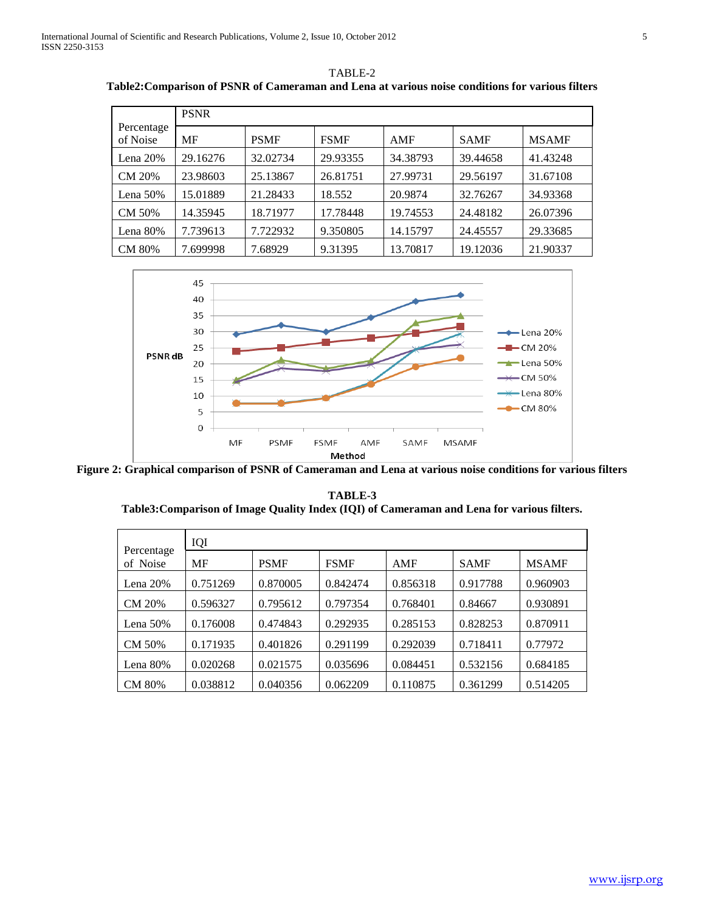TABLE-2

**Table2:Comparison of PSNR of Cameraman and Lena at various noise conditions for various filters**

| Percentage of Noise | PSNR | | | | | |
|---|---|---|---|---|---|---|
| | MF | PSMF | FSMF | AMF | SAMF | MSAMF |
| Lena 20% | 29.16276 | 32.02734 | 29.93355 | 34.38793 | 39.44658 | 41.43248 |
| CM 20% | 23.98603 | 25.13867 | 26.81751 | 27.99731 | 29.56197 | 31.67108 |
| Lena 50% | 15.01889 | 21.28433 | 18.552 | 20.9874 | 32.76267 | 34.93368 |
| CM 50% | 14.35945 | 18.71977 | 17.78448 | 19.74553 | 24.48182 | 26.07396 |
| Lena 80% | 7.739613 | 7.722932 | 9.350805 | 14.15797 | 24.45557 | 29.33685 |
| CM 80% | 7.699998 | 7.68929 | 9.31395 | 13.70817 | 19.12036 | 21.90337 |

**Figure 2: Graphical comparison of PSNR of Cameraman and Lena at various noise conditions for various filters**

**TABLE-3**

**Table3:Comparison of Image Quality Index (IQI) of Cameraman and Lena for various filters.**

| Percentage of Noise | IQI | | | | | |
|---|---|---|---|---|---|---|
| | MF | PSMF | FSMF | AMF | SAMF | MSAMF |
| Lena 20% | 0.751269 | 0.870005 | 0.842474 | 0.856318 | 0.917788 | 0.960903 |
| CM 20% | 0.596327 | 0.795612 | 0.797354 | 0.768401 | 0.84667 | 0.930891 |
| Lena 50% | 0.176008 | 0.474843 | 0.292935 | 0.285153 | 0.828253 | 0.870911 |
| CM 50% | 0.171935 | 0.401826 | 0.291199 | 0.292039 | 0.718411 | 0.77972 |
| Lena 80% | 0.020268 | 0.021575 | 0.035696 | 0.084451 | 0.532156 | 0.684185 |
| CM 80% | 0.038812 | 0.040356 | 0.062209 | 0.110875 | 0.361299 | 0.514205 |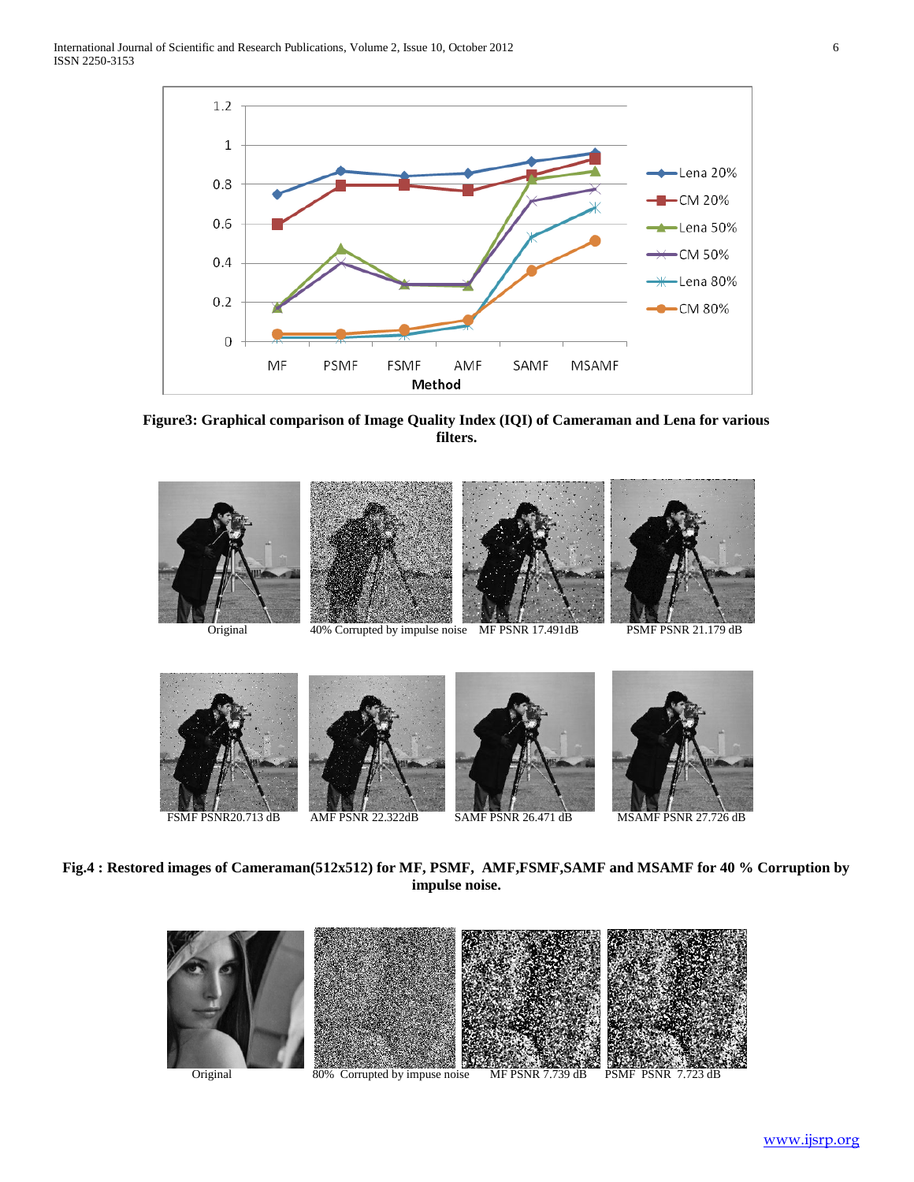**Figure3: Graphical comparison of Image Quality Index (IQI) of Cameraman and Lena for various filters.**

Original | 40% Corrupted by impulse noise | MF PSNR 17.491dB | PSMF PSNR 21.179 dB

FSMF PSNR20.713 dB | AMF PSNR 22.322dB | SAMF PSNR 26.471 dB | MSAMF PSNR 27.726 dB

**Fig.4 : Restored images of Cameraman(512x512) for MF, PSMF, AMF,FSMF,SAMF and MSAMF for 40 % Corruption by impulse noise.**

Original | 80% Corrupted by impuse noise | MF PSNR 7.739 dB | PSMF PSNR 7.723 dB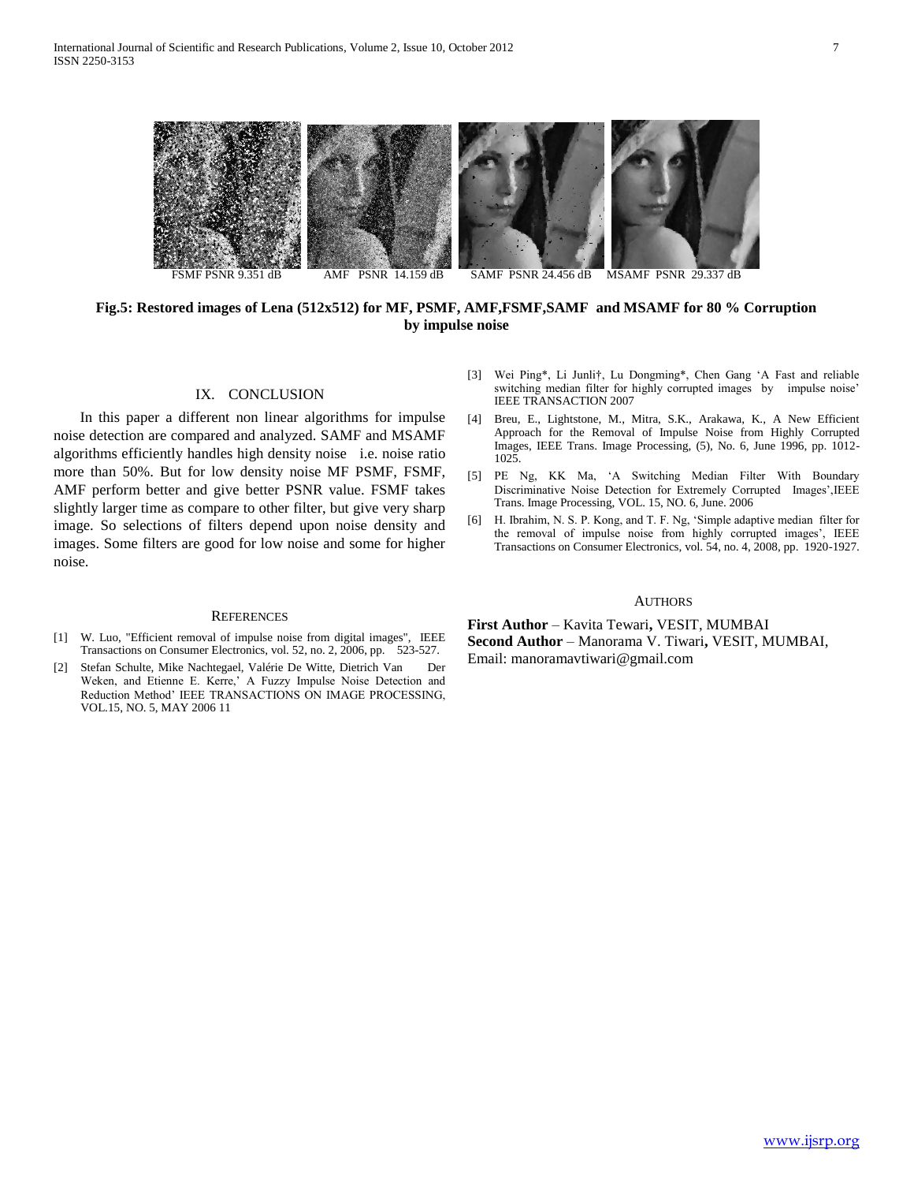FSMF PSNR 9.351 dB

AMF PSNR 14.159 dB

SAMF PSNR 24.456 dB

MSAMF PSNR 29.337 dB

**Fig.5: Restored images of Lena (512x512) for MF, PSMF, AMF,FSMF,SAMF and MSAMF for 80 % Corruption by impulse noise**

## IX. CONCLUSION

In this paper a different non linear algorithms for impulse noise detection are compared and analyzed. SAMF and MSAMF algorithms efficiently handles high density noise i.e. noise ratio more than 50%. But for low density noise MF PSMF, FSMF, AMF perform better and give better PSNR value. FSMF takes slightly larger time as compare to other filter, but give very sharp image. So selections of filters depend upon noise density and images. Some filters are good for low noise and some for higher noise.

## REFERENCES

[1] W. Luo, "Efficient removal of impulse noise from digital images", IEEE Transactions on Consumer Electronics, vol. 52, no. 2, 2006, pp. 523-527.

[2] Stefan Schulte, Mike Nachtegael, Valérie De Witte, Dietrich Van Der Weken, and Etienne E. Kerre,' A Fuzzy Impulse Noise Detection and Reduction Method' IEEE TRANSACTIONS ON IMAGE PROCESSING, VOL.15, NO. 5, MAY 2006 11

[3] Wei Ping*, Li Junli†, Lu Dongming*, Chen Gang 'A Fast and reliable switching median filter for highly corrupted images by impulse noise' IEEE TRANSACTION 2007

[4] Breu, E., Lightstone, M., Mitra, S.K., Arakawa, K., A New Efficient Approach for the Removal of Impulse Noise from Highly Corrupted Images, IEEE Trans. Image Processing, (5), No. 6, June 1996, pp. 1012-1025.

[5] PE Ng, KK Ma, 'A Switching Median Filter With Boundary Discriminative Noise Detection for Extremely Corrupted Images',IEEE Trans. Image Processing, VOL. 15, NO. 6, June. 2006

[6] H. Ibrahim, N. S. P. Kong, and T. F. Ng, 'Simple adaptive median filter for the removal of impulse noise from highly corrupted images', IEEE Transactions on Consumer Electronics, vol. 54, no. 4, 2008, pp. 1920-1927.

## AUTHORS

**First Author** – Kavita Tewari**,** VESIT, MUMBAI
**Second Author** – Manorama V. Tiwari**,** VESIT, MUMBAI, Email: manoramavtiwari@gmail.com